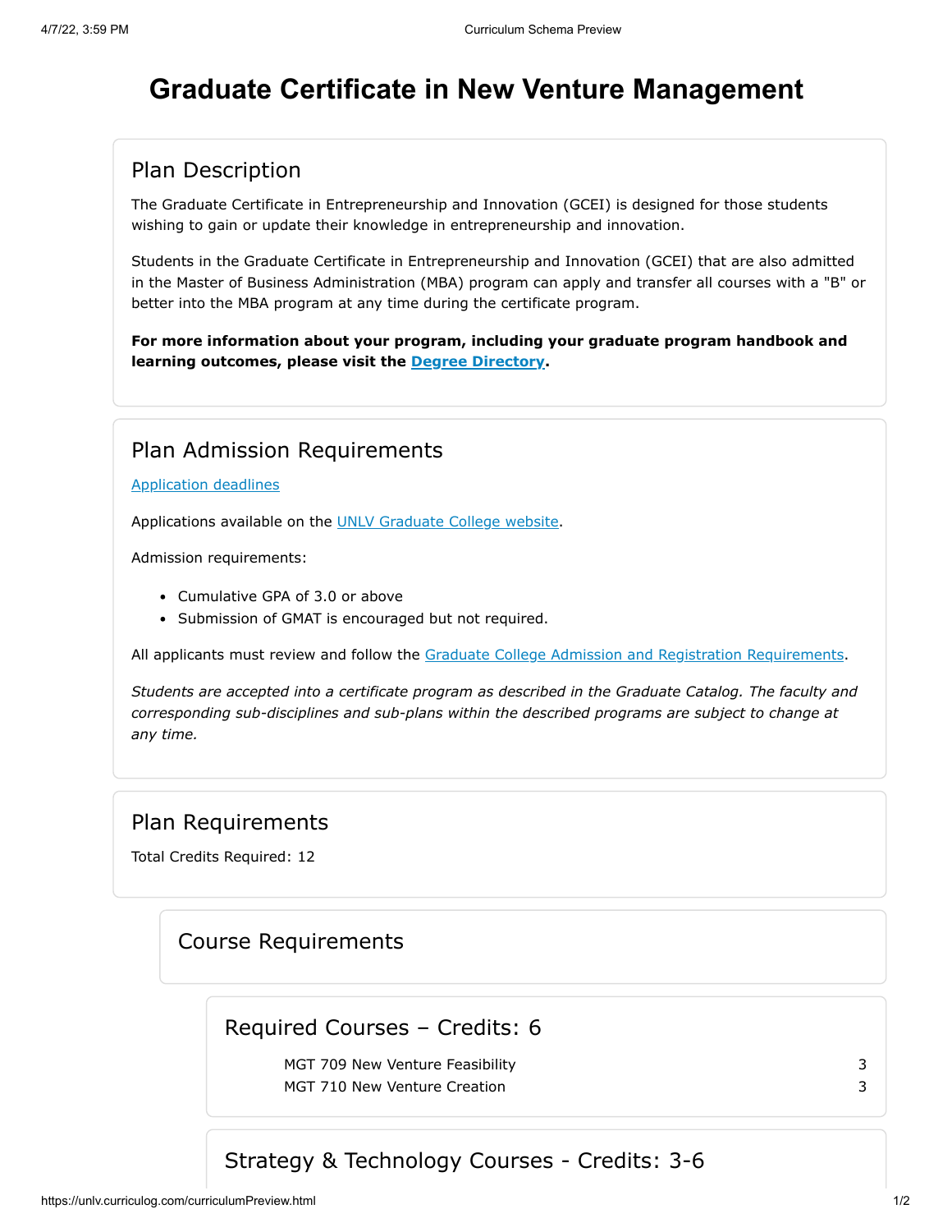# Graduate Certificate in New Venture Management

## Plan Description

The Graduate Certificate in Entrepreneurship and Innovation (GCEI) is designed for those students wishing to gain or update their knowledge in entrepreneurship and innovation.

Students in the Graduate Certificate in Entrepreneurship and Innovation (GCEI) that are also admitted in the Master of Business Administration (MBA) program can apply and transfer all courses with a "B" or better into the MBA program at any time during the certificate program.

**For more information about your program, including your graduate program handbook and learning outcomes, please visit the Degree Directory.**

## Plan Admission Requirements

Application deadlines

Applications available on the UNLV Graduate College website.

Admission requirements:

- Cumulative GPA of 3.0 or above
- Submission of GMAT is encouraged but not required.

All applicants must review and follow the Graduate College Admission and Registration Requirements.

*Students are accepted into a certificate program as described in the Graduate Catalog. The faculty and corresponding sub-disciplines and sub-plans within the described programs are subject to change at any time.*

## Plan Requirements

Total Credits Required: 12

### Course Requirements

#### Required Courses – Credits: 6

| Course | Credits |
|---|---|
| MGT 709 New Venture Feasibility | 3 |
| MGT 710 New Venture Creation | 3 |

#### Strategy & Technology Courses - Credits: 3-6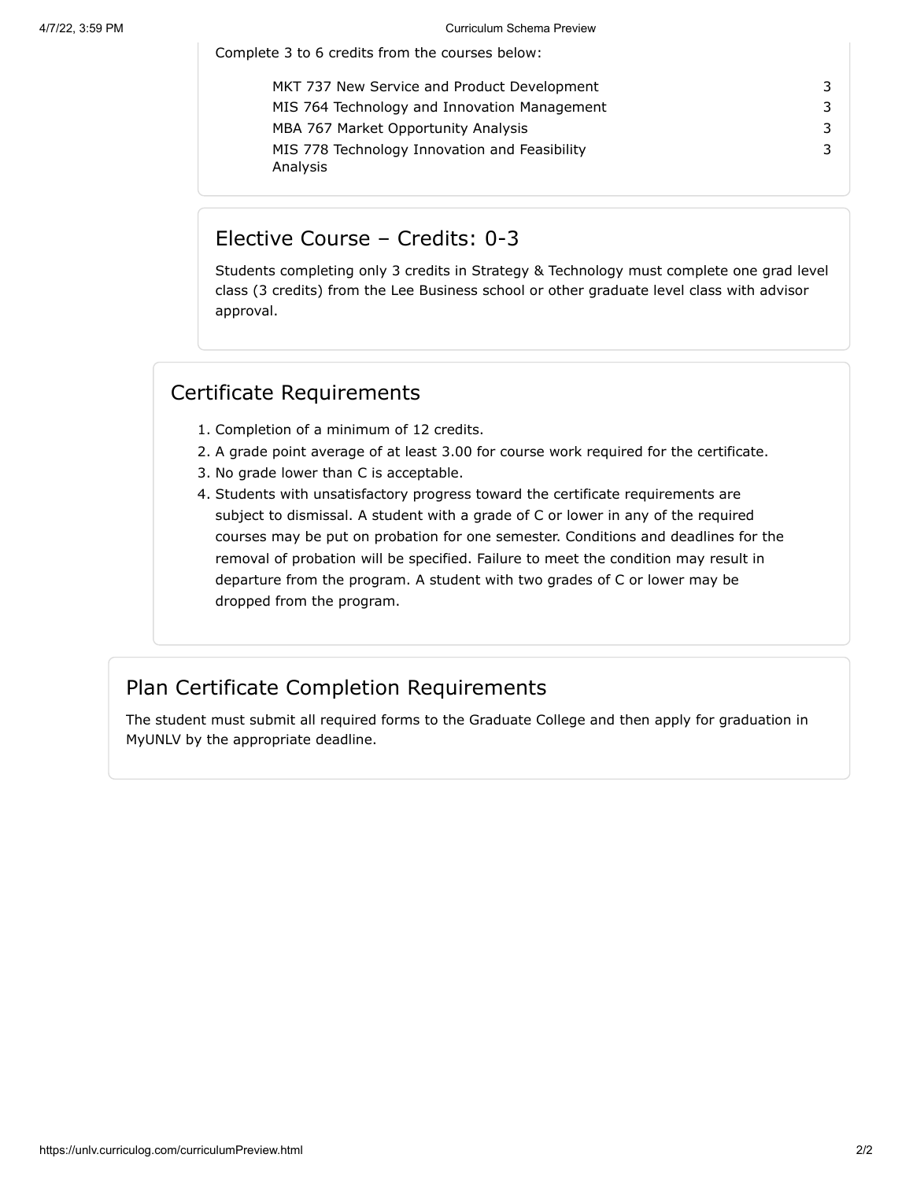Complete 3 to 6 credits from the courses below:

| | |
|---|---|
| MKT 737 New Service and Product Development | 3 |
| MIS 764 Technology and Innovation Management | 3 |
| MBA 767 Market Opportunity Analysis | 3 |
| MIS 778 Technology Innovation and Feasibility Analysis | 3 |

## Elective Course – Credits: 0-3

Students completing only 3 credits in Strategy & Technology must complete one grad level class (3 credits) from the Lee Business school or other graduate level class with advisor approval.

## Certificate Requirements

1. Completion of a minimum of 12 credits.
2. A grade point average of at least 3.00 for course work required for the certificate.
3. No grade lower than C is acceptable.
4. Students with unsatisfactory progress toward the certificate requirements are subject to dismissal. A student with a grade of C or lower in any of the required courses may be put on probation for one semester. Conditions and deadlines for the removal of probation will be specified. Failure to meet the condition may result in departure from the program. A student with two grades of C or lower may be dropped from the program.

## Plan Certificate Completion Requirements

The student must submit all required forms to the Graduate College and then apply for graduation in MyUNLV by the appropriate deadline.